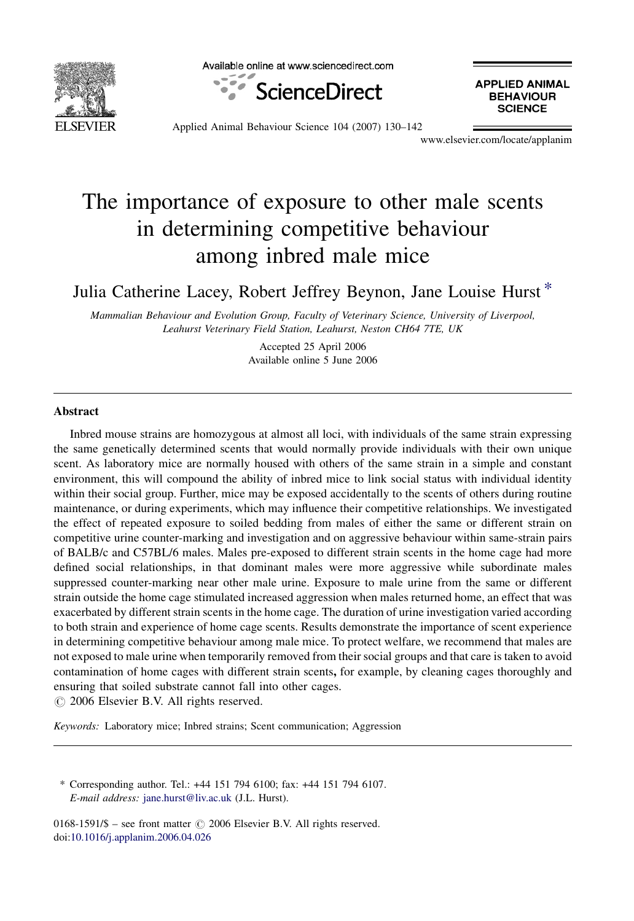# The importance of exposure to other male scents in determining competitive behaviour among inbred male mice

Julia Catherine Lacey, Robert Jeffrey Beynon, Jane Louise Hurst *

*Mammalian Behaviour and Evolution Group, Faculty of Veterinary Science, University of Liverpool, Leahurst Veterinary Field Station, Leahurst, Neston CH64 7TE, UK*

Accepted 25 April 2006
Available online 5 June 2006

## Abstract

Inbred mouse strains are homozygous at almost all loci, with individuals of the same strain expressing the same genetically determined scents that would normally provide individuals with their own unique scent. As laboratory mice are normally housed with others of the same strain in a simple and constant environment, this will compound the ability of inbred mice to link social status with individual identity within their social group. Further, mice may be exposed accidentally to the scents of others during routine maintenance, or during experiments, which may influence their competitive relationships. We investigated the effect of repeated exposure to soiled bedding from males of either the same or different strain on competitive urine counter-marking and investigation and on aggressive behaviour within same-strain pairs of BALB/c and C57BL/6 males. Males pre-exposed to different strain scents in the home cage had more defined social relationships, in that dominant males were more aggressive while subordinate males suppressed counter-marking near other male urine. Exposure to male urine from the same or different strain outside the home cage stimulated increased aggression when males returned home, an effect that was exacerbated by different strain scents in the home cage. The duration of urine investigation varied according to both strain and experience of home cage scents. Results demonstrate the importance of scent experience in determining competitive behaviour among male mice. To protect welfare, we recommend that males are not exposed to male urine when temporarily removed from their social groups and that care is taken to avoid contamination of home cages with different strain scents**,** for example, by cleaning cages thoroughly and ensuring that soiled substrate cannot fall into other cages.
© 2006 Elsevier B.V. All rights reserved.

*Keywords:* Laboratory mice; Inbred strains; Scent communication; Aggression

---

\* Corresponding author. Tel.: +44 151 794 6100; fax: +44 151 794 6107.
*E-mail address:* jane.hurst@liv.ac.uk (J.L. Hurst).

0168-1591/$ – see front matter © 2006 Elsevier B.V. All rights reserved.
doi:10.1016/j.applanim.2006.04.026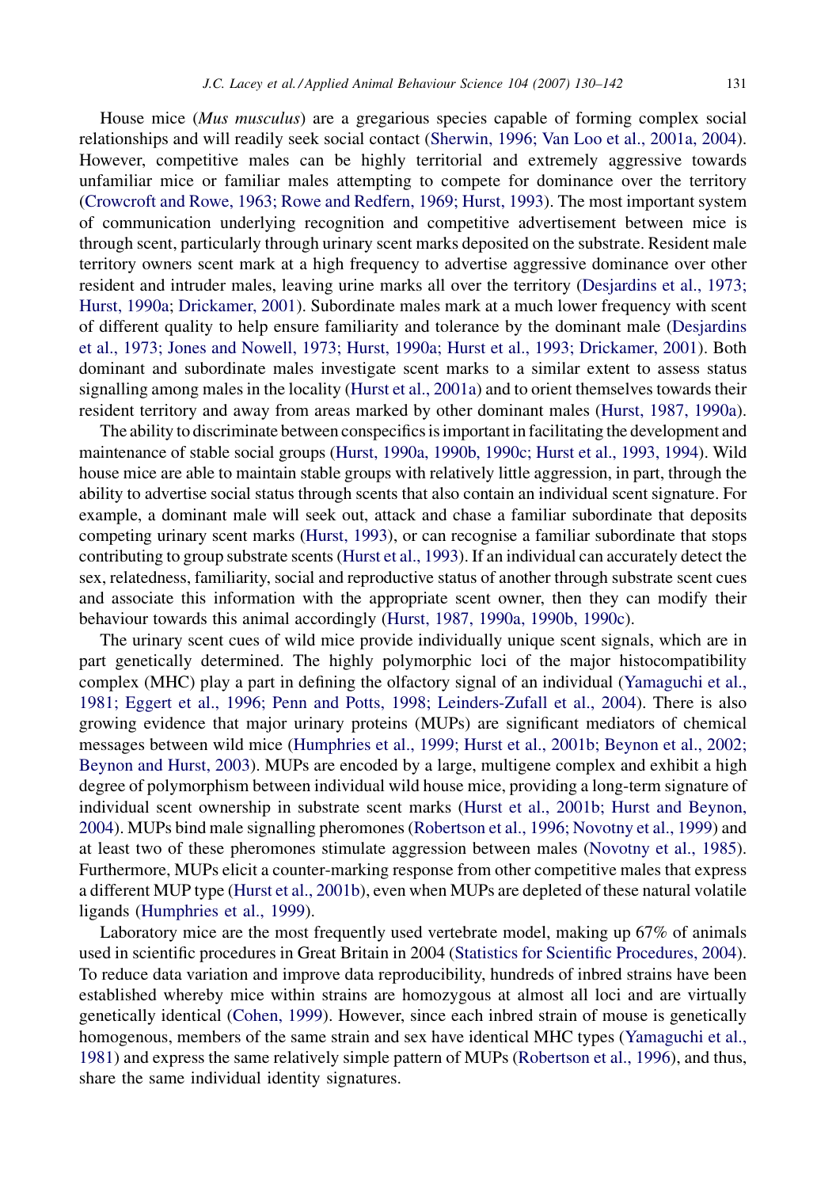House mice (*Mus musculus*) are a gregarious species capable of forming complex social relationships and will readily seek social contact (Sherwin, 1996; Van Loo et al., 2001a, 2004). However, competitive males can be highly territorial and extremely aggressive towards unfamiliar mice or familiar males attempting to compete for dominance over the territory (Crowcroft and Rowe, 1963; Rowe and Redfern, 1969; Hurst, 1993). The most important system of communication underlying recognition and competitive advertisement between mice is through scent, particularly through urinary scent marks deposited on the substrate. Resident male territory owners scent mark at a high frequency to advertise aggressive dominance over other resident and intruder males, leaving urine marks all over the territory (Desjardins et al., 1973; Hurst, 1990a; Drickamer, 2001). Subordinate males mark at a much lower frequency with scent of different quality to help ensure familiarity and tolerance by the dominant male (Desjardins et al., 1973; Jones and Nowell, 1973; Hurst, 1990a; Hurst et al., 1993; Drickamer, 2001). Both dominant and subordinate males investigate scent marks to a similar extent to assess status signalling among males in the locality (Hurst et al., 2001a) and to orient themselves towards their resident territory and away from areas marked by other dominant males (Hurst, 1987, 1990a).

The ability to discriminate between conspecifics is important in facilitating the development and maintenance of stable social groups (Hurst, 1990a, 1990b, 1990c; Hurst et al., 1993, 1994). Wild house mice are able to maintain stable groups with relatively little aggression, in part, through the ability to advertise social status through scents that also contain an individual scent signature. For example, a dominant male will seek out, attack and chase a familiar subordinate that deposits competing urinary scent marks (Hurst, 1993), or can recognise a familiar subordinate that stops contributing to group substrate scents (Hurst et al., 1993). If an individual can accurately detect the sex, relatedness, familiarity, social and reproductive status of another through substrate scent cues and associate this information with the appropriate scent owner, then they can modify their behaviour towards this animal accordingly (Hurst, 1987, 1990a, 1990b, 1990c).

The urinary scent cues of wild mice provide individually unique scent signals, which are in part genetically determined. The highly polymorphic loci of the major histocompatibility complex (MHC) play a part in defining the olfactory signal of an individual (Yamaguchi et al., 1981; Eggert et al., 1996; Penn and Potts, 1998; Leinders-Zufall et al., 2004). There is also growing evidence that major urinary proteins (MUPs) are significant mediators of chemical messages between wild mice (Humphries et al., 1999; Hurst et al., 2001b; Beynon et al., 2002; Beynon and Hurst, 2003). MUPs are encoded by a large, multigene complex and exhibit a high degree of polymorphism between individual wild house mice, providing a long-term signature of individual scent ownership in substrate scent marks (Hurst et al., 2001b; Hurst and Beynon, 2004). MUPs bind male signalling pheromones (Robertson et al., 1996; Novotny et al., 1999) and at least two of these pheromones stimulate aggression between males (Novotny et al., 1985). Furthermore, MUPs elicit a counter-marking response from other competitive males that express a different MUP type (Hurst et al., 2001b), even when MUPs are depleted of these natural volatile ligands (Humphries et al., 1999).

Laboratory mice are the most frequently used vertebrate model, making up 67% of animals used in scientific procedures in Great Britain in 2004 (Statistics for Scientific Procedures, 2004). To reduce data variation and improve data reproducibility, hundreds of inbred strains have been established whereby mice within strains are homozygous at almost all loci and are virtually genetically identical (Cohen, 1999). However, since each inbred strain of mouse is genetically homogenous, members of the same strain and sex have identical MHC types (Yamaguchi et al., 1981) and express the same relatively simple pattern of MUPs (Robertson et al., 1996), and thus, share the same individual identity signatures.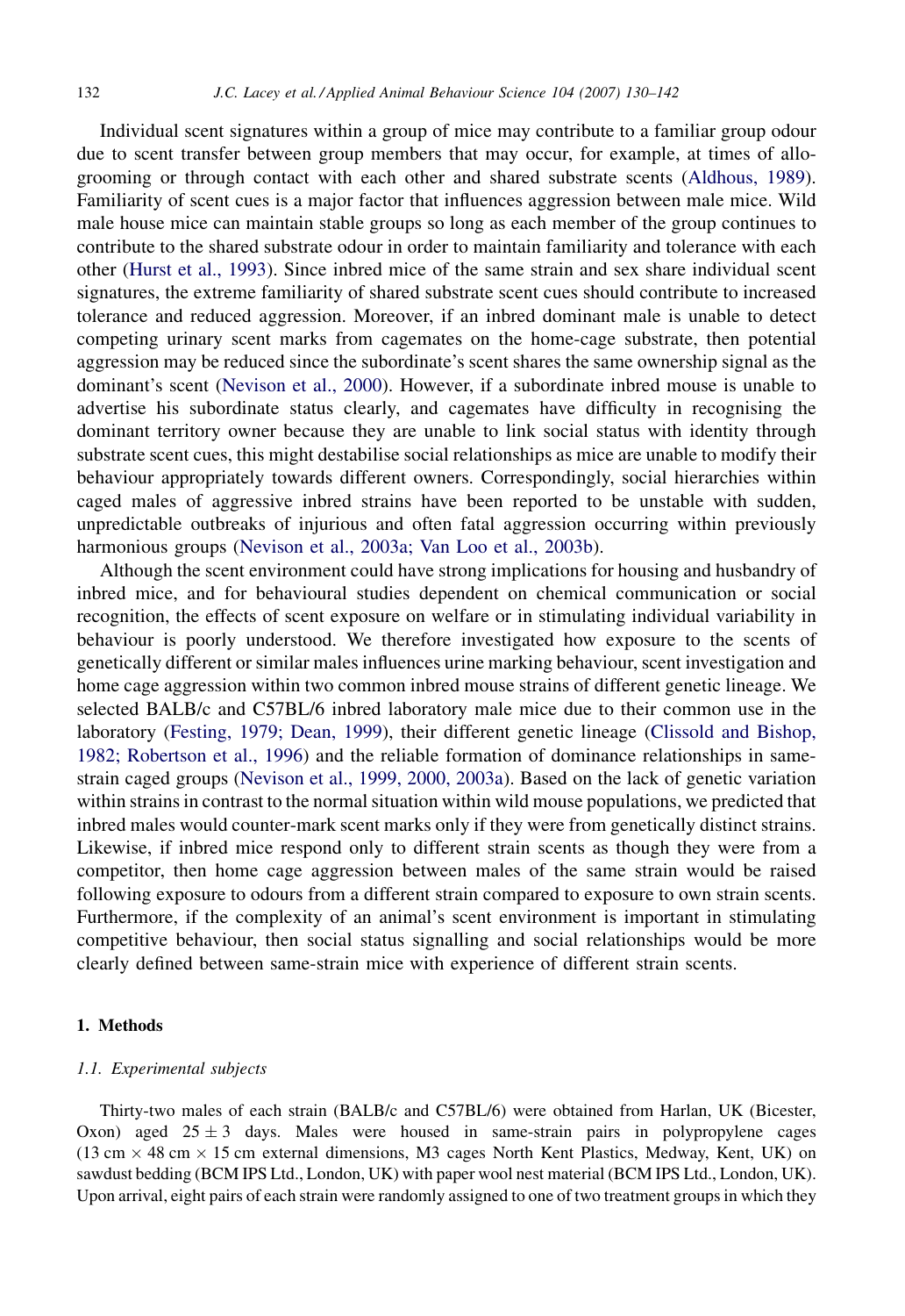Individual scent signatures within a group of mice may contribute to a familiar group odour due to scent transfer between group members that may occur, for example, at times of allo-grooming or through contact with each other and shared substrate scents (Aldhous, 1989). Familiarity of scent cues is a major factor that influences aggression between male mice. Wild male house mice can maintain stable groups so long as each member of the group continues to contribute to the shared substrate odour in order to maintain familiarity and tolerance with each other (Hurst et al., 1993). Since inbred mice of the same strain and sex share individual scent signatures, the extreme familiarity of shared substrate scent cues should contribute to increased tolerance and reduced aggression. Moreover, if an inbred dominant male is unable to detect competing urinary scent marks from cagemates on the home-cage substrate, then potential aggression may be reduced since the subordinate's scent shares the same ownership signal as the dominant's scent (Nevison et al., 2000). However, if a subordinate inbred mouse is unable to advertise his subordinate status clearly, and cagemates have difficulty in recognising the dominant territory owner because they are unable to link social status with identity through substrate scent cues, this might destabilise social relationships as mice are unable to modify their behaviour appropriately towards different owners. Correspondingly, social hierarchies within caged males of aggressive inbred strains have been reported to be unstable with sudden, unpredictable outbreaks of injurious and often fatal aggression occurring within previously harmonious groups (Nevison et al., 2003a; Van Loo et al., 2003b).

Although the scent environment could have strong implications for housing and husbandry of inbred mice, and for behavioural studies dependent on chemical communication or social recognition, the effects of scent exposure on welfare or in stimulating individual variability in behaviour is poorly understood. We therefore investigated how exposure to the scents of genetically different or similar males influences urine marking behaviour, scent investigation and home cage aggression within two common inbred mouse strains of different genetic lineage. We selected BALB/c and C57BL/6 inbred laboratory male mice due to their common use in the laboratory (Festing, 1979; Dean, 1999), their different genetic lineage (Clissold and Bishop, 1982; Robertson et al., 1996) and the reliable formation of dominance relationships in same-strain caged groups (Nevison et al., 1999, 2000, 2003a). Based on the lack of genetic variation within strains in contrast to the normal situation within wild mouse populations, we predicted that inbred males would counter-mark scent marks only if they were from genetically distinct strains. Likewise, if inbred mice respond only to different strain scents as though they were from a competitor, then home cage aggression between males of the same strain would be raised following exposure to odours from a different strain compared to exposure to own strain scents. Furthermore, if the complexity of an animal's scent environment is important in stimulating competitive behaviour, then social status signalling and social relationships would be more clearly defined between same-strain mice with experience of different strain scents.

## 1. Methods

### 1.1. Experimental subjects

Thirty-two males of each strain (BALB/c and C57BL/6) were obtained from Harlan, UK (Bicester, Oxon) aged $25 \pm 3$ days. Males were housed in same-strain pairs in polypropylene cages (13 cm $\times$ 48 cm $\times$ 15 cm external dimensions, M3 cages North Kent Plastics, Medway, Kent, UK) on sawdust bedding (BCM IPS Ltd., London, UK) with paper wool nest material (BCM IPS Ltd., London, UK). Upon arrival, eight pairs of each strain were randomly assigned to one of two treatment groups in which they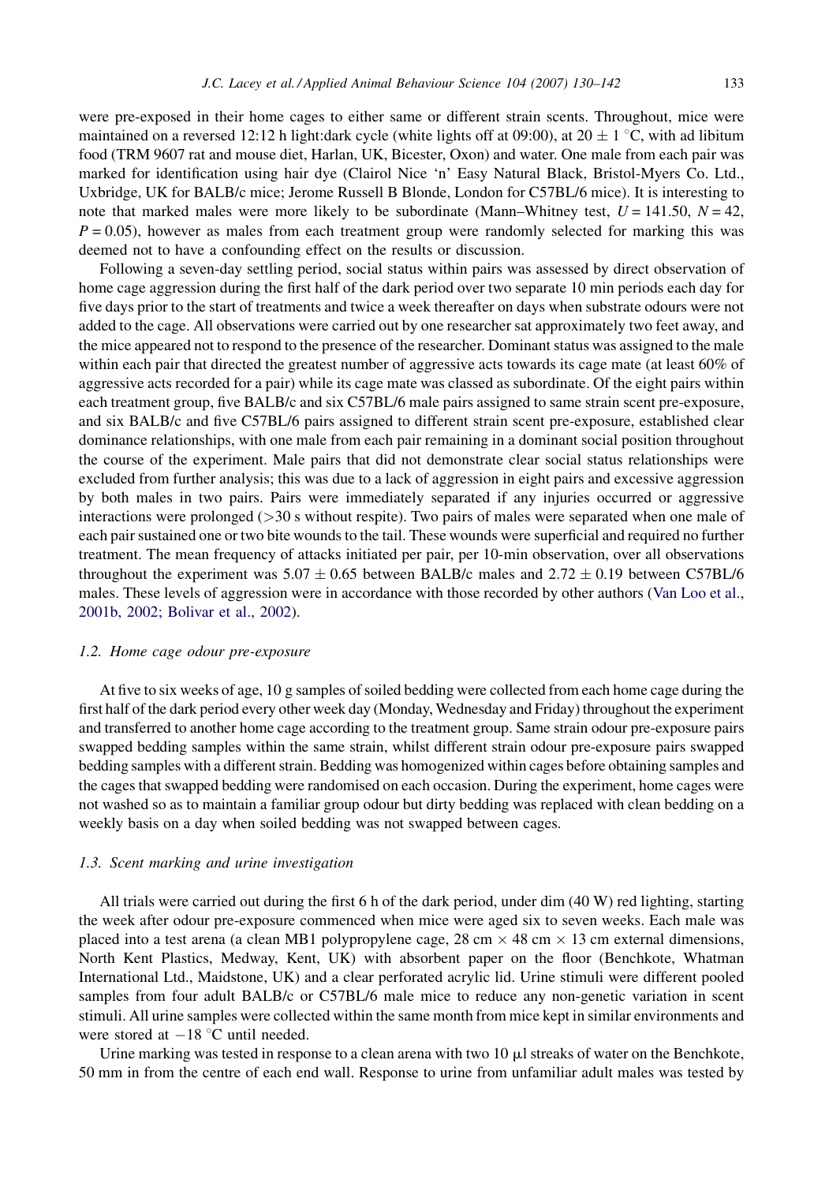were pre-exposed in their home cages to either same or different strain scents. Throughout, mice were maintained on a reversed 12:12 h light:dark cycle (white lights off at 09:00), at $20 \pm 1$ °C, with ad libitum food (TRM 9607 rat and mouse diet, Harlan, UK, Bicester, Oxon) and water. One male from each pair was marked for identification using hair dye (Clairol Nice 'n' Easy Natural Black, Bristol-Myers Co. Ltd., Uxbridge, UK for BALB/c mice; Jerome Russell B Blonde, London for C57BL/6 mice). It is interesting to note that marked males were more likely to be subordinate (Mann–Whitney test, $U = 141.50$, $N = 42$, $P = 0.05$), however as males from each treatment group were randomly selected for marking this was deemed not to have a confounding effect on the results or discussion.

Following a seven-day settling period, social status within pairs was assessed by direct observation of home cage aggression during the first half of the dark period over two separate 10 min periods each day for five days prior to the start of treatments and twice a week thereafter on days when substrate odours were not added to the cage. All observations were carried out by one researcher sat approximately two feet away, and the mice appeared not to respond to the presence of the researcher. Dominant status was assigned to the male within each pair that directed the greatest number of aggressive acts towards its cage mate (at least 60% of aggressive acts recorded for a pair) while its cage mate was classed as subordinate. Of the eight pairs within each treatment group, five BALB/c and six C57BL/6 male pairs assigned to same strain scent pre-exposure, and six BALB/c and five C57BL/6 pairs assigned to different strain scent pre-exposure, established clear dominance relationships, with one male from each pair remaining in a dominant social position throughout the course of the experiment. Male pairs that did not demonstrate clear social status relationships were excluded from further analysis; this was due to a lack of aggression in eight pairs and excessive aggression by both males in two pairs. Pairs were immediately separated if any injuries occurred or aggressive interactions were prolonged (>30 s without respite). Two pairs of males were separated when one male of each pair sustained one or two bite wounds to the tail. These wounds were superficial and required no further treatment. The mean frequency of attacks initiated per pair, per 10-min observation, over all observations throughout the experiment was $5.07 \pm 0.65$ between BALB/c males and $2.72 \pm 0.19$ between C57BL/6 males. These levels of aggression were in accordance with those recorded by other authors (Van Loo et al., 2001b, 2002; Bolivar et al., 2002).

### 1.2. Home cage odour pre-exposure

At five to six weeks of age, 10 g samples of soiled bedding were collected from each home cage during the first half of the dark period every other week day (Monday, Wednesday and Friday) throughout the experiment and transferred to another home cage according to the treatment group. Same strain odour pre-exposure pairs swapped bedding samples within the same strain, whilst different strain odour pre-exposure pairs swapped bedding samples with a different strain. Bedding was homogenized within cages before obtaining samples and the cages that swapped bedding were randomised on each occasion. During the experiment, home cages were not washed so as to maintain a familiar group odour but dirty bedding was replaced with clean bedding on a weekly basis on a day when soiled bedding was not swapped between cages.

### 1.3. Scent marking and urine investigation

All trials were carried out during the first 6 h of the dark period, under dim (40 W) red lighting, starting the week after odour pre-exposure commenced when mice were aged six to seven weeks. Each male was placed into a test arena (a clean MB1 polypropylene cage, 28 cm × 48 cm × 13 cm external dimensions, North Kent Plastics, Medway, Kent, UK) with absorbent paper on the floor (Benchkote, Whatman International Ltd., Maidstone, UK) and a clear perforated acrylic lid. Urine stimuli were different pooled samples from four adult BALB/c or C57BL/6 male mice to reduce any non-genetic variation in scent stimuli. All urine samples were collected within the same month from mice kept in similar environments and were stored at −18 °C until needed.

Urine marking was tested in response to a clean arena with two 10 μl streaks of water on the Benchkote, 50 mm in from the centre of each end wall. Response to urine from unfamiliar adult males was tested by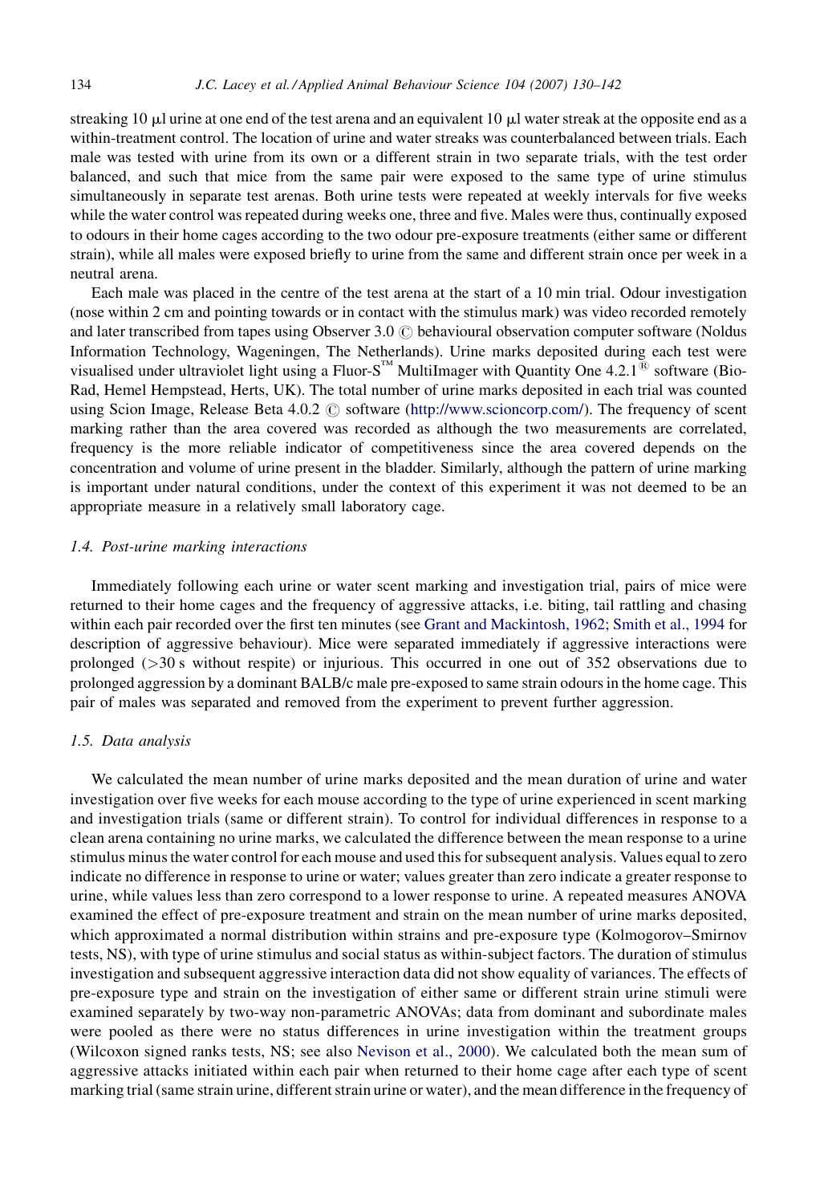streaking 10 μl urine at one end of the test arena and an equivalent 10 μl water streak at the opposite end as a within-treatment control. The location of urine and water streaks was counterbalanced between trials. Each male was tested with urine from its own or a different strain in two separate trials, with the test order balanced, and such that mice from the same pair were exposed to the same type of urine stimulus simultaneously in separate test arenas. Both urine tests were repeated at weekly intervals for five weeks while the water control was repeated during weeks one, three and five. Males were thus, continually exposed to odours in their home cages according to the two odour pre-exposure treatments (either same or different strain), while all males were exposed briefly to urine from the same and different strain once per week in a neutral arena.

Each male was placed in the centre of the test arena at the start of a 10 min trial. Odour investigation (nose within 2 cm and pointing towards or in contact with the stimulus mark) was video recorded remotely and later transcribed from tapes using Observer 3.0 © behavioural observation computer software (Noldus Information Technology, Wageningen, The Netherlands). Urine marks deposited during each test were visualised under ultraviolet light using a Fluor-S™ MultiImager with Quantity One 4.2.1® software (Bio-Rad, Hemel Hempstead, Herts, UK). The total number of urine marks deposited in each trial was counted using Scion Image, Release Beta 4.0.2 © software (http://www.scioncorp.com/). The frequency of scent marking rather than the area covered was recorded as although the two measurements are correlated, frequency is the more reliable indicator of competitiveness since the area covered depends on the concentration and volume of urine present in the bladder. Similarly, although the pattern of urine marking is important under natural conditions, under the context of this experiment it was not deemed to be an appropriate measure in a relatively small laboratory cage.

### 1.4. Post-urine marking interactions

Immediately following each urine or water scent marking and investigation trial, pairs of mice were returned to their home cages and the frequency of aggressive attacks, i.e. biting, tail rattling and chasing within each pair recorded over the first ten minutes (see Grant and Mackintosh, 1962; Smith et al., 1994 for description of aggressive behaviour). Mice were separated immediately if aggressive interactions were prolonged (>30 s without respite) or injurious. This occurred in one out of 352 observations due to prolonged aggression by a dominant BALB/c male pre-exposed to same strain odours in the home cage. This pair of males was separated and removed from the experiment to prevent further aggression.

### 1.5. Data analysis

We calculated the mean number of urine marks deposited and the mean duration of urine and water investigation over five weeks for each mouse according to the type of urine experienced in scent marking and investigation trials (same or different strain). To control for individual differences in response to a clean arena containing no urine marks, we calculated the difference between the mean response to a urine stimulus minus the water control for each mouse and used this for subsequent analysis. Values equal to zero indicate no difference in response to urine or water; values greater than zero indicate a greater response to urine, while values less than zero correspond to a lower response to urine. A repeated measures ANOVA examined the effect of pre-exposure treatment and strain on the mean number of urine marks deposited, which approximated a normal distribution within strains and pre-exposure type (Kolmogorov–Smirnov tests, NS), with type of urine stimulus and social status as within-subject factors. The duration of stimulus investigation and subsequent aggressive interaction data did not show equality of variances. The effects of pre-exposure type and strain on the investigation of either same or different strain urine stimuli were examined separately by two-way non-parametric ANOVAs; data from dominant and subordinate males were pooled as there were no status differences in urine investigation within the treatment groups (Wilcoxon signed ranks tests, NS; see also Nevison et al., 2000). We calculated both the mean sum of aggressive attacks initiated within each pair when returned to their home cage after each type of scent marking trial (same strain urine, different strain urine or water), and the mean difference in the frequency of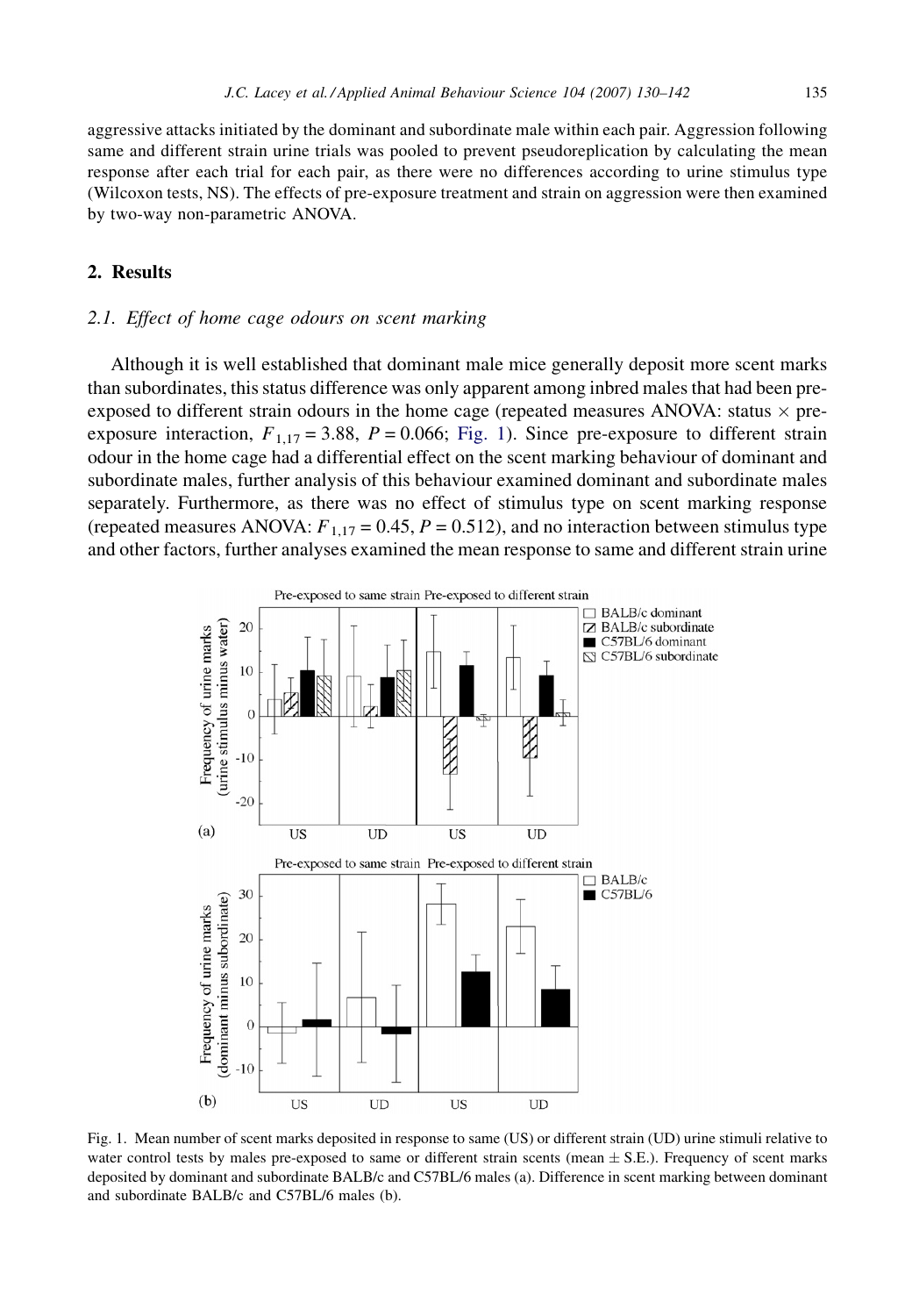aggressive attacks initiated by the dominant and subordinate male within each pair. Aggression following same and different strain urine trials was pooled to prevent pseudoreplication by calculating the mean response after each trial for each pair, as there were no differences according to urine stimulus type (Wilcoxon tests, NS). The effects of pre-exposure treatment and strain on aggression were then examined by two-way non-parametric ANOVA.

## 2. Results

### 2.1. Effect of home cage odours on scent marking

Although it is well established that dominant male mice generally deposit more scent marks than subordinates, this status difference was only apparent among inbred males that had been pre-exposed to different strain odours in the home cage (repeated measures ANOVA: status × pre-exposure interaction, $F_{1,17} = 3.88$, $P = 0.066$; Fig. 1). Since pre-exposure to different strain odour in the home cage had a differential effect on the scent marking behaviour of dominant and subordinate males, further analysis of this behaviour examined dominant and subordinate males separately. Furthermore, as there was no effect of stimulus type on scent marking response (repeated measures ANOVA: $F_{1,17} = 0.45$, $P = 0.512$), and no interaction between stimulus type and other factors, further analyses examined the mean response to same and different strain urine

Fig. 1. Mean number of scent marks deposited in response to same (US) or different strain (UD) urine stimuli relative to water control tests by males pre-exposed to same or different strain scents (mean ± S.E.). Frequency of scent marks deposited by dominant and subordinate BALB/c and C57BL/6 males (a). Difference in scent marking between dominant and subordinate BALB/c and C57BL/6 males (b).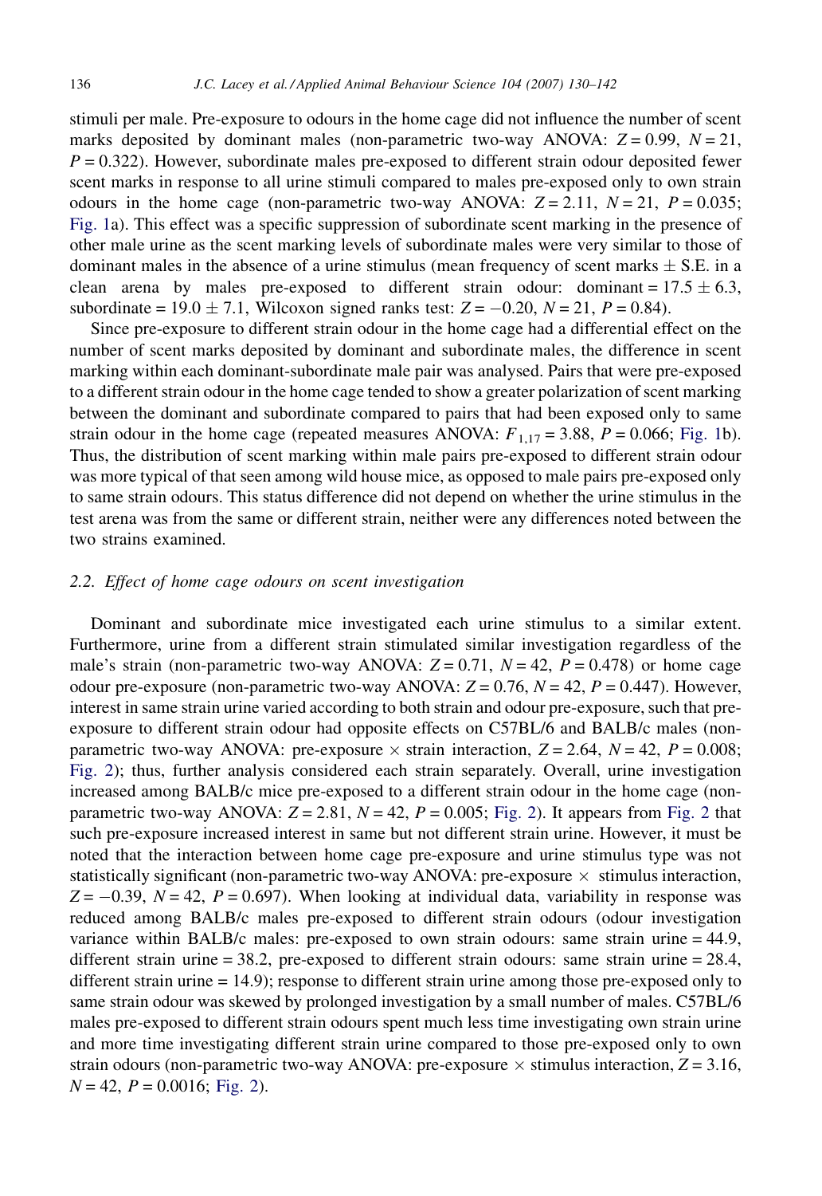stimuli per male. Pre-exposure to odours in the home cage did not influence the number of scent marks deposited by dominant males (non-parametric two-way ANOVA: $Z = 0.99$, $N = 21$, $P = 0.322$). However, subordinate males pre-exposed to different strain odour deposited fewer scent marks in response to all urine stimuli compared to males pre-exposed only to own strain odours in the home cage (non-parametric two-way ANOVA: $Z = 2.11$, $N = 21$, $P = 0.035$; Fig. 1a). This effect was a specific suppression of subordinate scent marking in the presence of other male urine as the scent marking levels of subordinate males were very similar to those of dominant males in the absence of a urine stimulus (mean frequency of scent marks ± S.E. in a clean arena by males pre-exposed to different strain odour: dominant = 17.5 ± 6.3, subordinate = 19.0 ± 7.1, Wilcoxon signed ranks test: $Z = -0.20$, $N = 21$, $P = 0.84$).

Since pre-exposure to different strain odour in the home cage had a differential effect on the number of scent marks deposited by dominant and subordinate males, the difference in scent marking within each dominant-subordinate male pair was analysed. Pairs that were pre-exposed to a different strain odour in the home cage tended to show a greater polarization of scent marking between the dominant and subordinate compared to pairs that had been exposed only to same strain odour in the home cage (repeated measures ANOVA: $F_{1,17} = 3.88$, $P = 0.066$; Fig. 1b). Thus, the distribution of scent marking within male pairs pre-exposed to different strain odour was more typical of that seen among wild house mice, as opposed to male pairs pre-exposed only to same strain odours. This status difference did not depend on whether the urine stimulus in the test arena was from the same or different strain, neither were any differences noted between the two strains examined.

### 2.2. Effect of home cage odours on scent investigation

Dominant and subordinate mice investigated each urine stimulus to a similar extent. Furthermore, urine from a different strain stimulated similar investigation regardless of the male's strain (non-parametric two-way ANOVA: $Z = 0.71$, $N = 42$, $P = 0.478$) or home cage odour pre-exposure (non-parametric two-way ANOVA: $Z = 0.76$, $N = 42$, $P = 0.447$). However, interest in same strain urine varied according to both strain and odour pre-exposure, such that pre-exposure to different strain odour had opposite effects on C57BL/6 and BALB/c males (non-parametric two-way ANOVA: pre-exposure × strain interaction, $Z = 2.64$, $N = 42$, $P = 0.008$; Fig. 2); thus, further analysis considered each strain separately. Overall, urine investigation increased among BALB/c mice pre-exposed to a different strain odour in the home cage (non-parametric two-way ANOVA: $Z = 2.81$, $N = 42$, $P = 0.005$; Fig. 2). It appears from Fig. 2 that such pre-exposure increased interest in same but not different strain urine. However, it must be noted that the interaction between home cage pre-exposure and urine stimulus type was not statistically significant (non-parametric two-way ANOVA: pre-exposure × stimulus interaction, $Z = -0.39$, $N = 42$, $P = 0.697$). When looking at individual data, variability in response was reduced among BALB/c males pre-exposed to different strain odours (odour investigation variance within BALB/c males: pre-exposed to own strain odours: same strain urine = 44.9, different strain urine = 38.2, pre-exposed to different strain odours: same strain urine = 28.4, different strain urine = 14.9); response to different strain urine among those pre-exposed only to same strain odour was skewed by prolonged investigation by a small number of males. C57BL/6 males pre-exposed to different strain odours spent much less time investigating own strain urine and more time investigating different strain urine compared to those pre-exposed only to own strain odours (non-parametric two-way ANOVA: pre-exposure × stimulus interaction, $Z = 3.16$, $N = 42$, $P = 0.0016$; Fig. 2).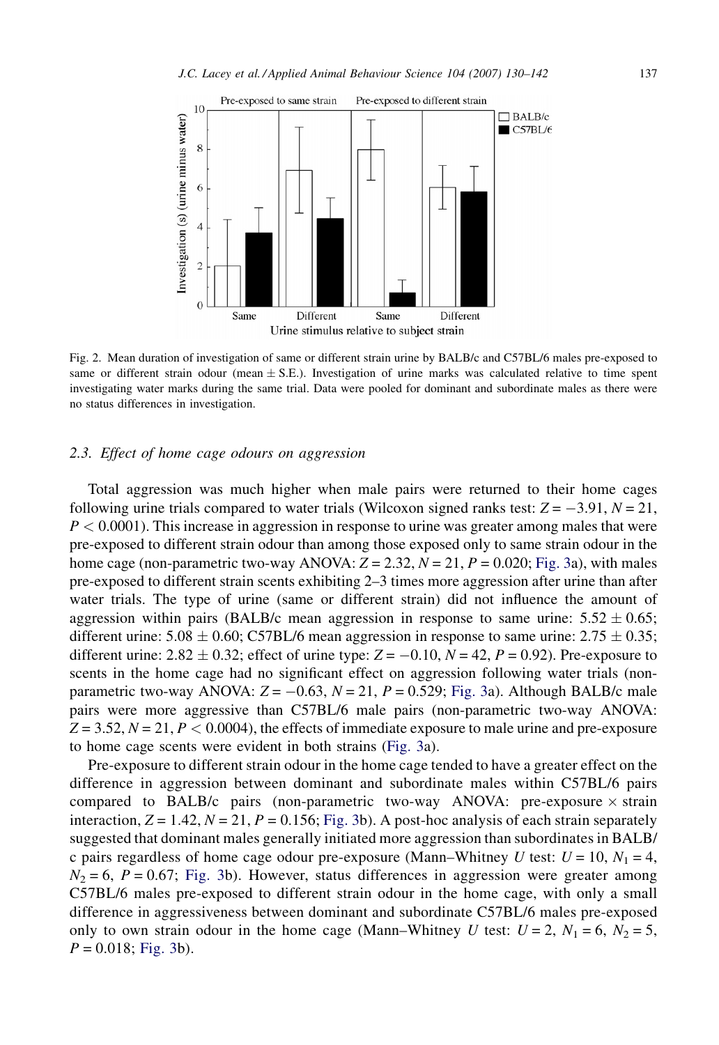Fig. 2. Mean duration of investigation of same or different strain urine by BALB/c and C57BL/6 males pre-exposed to same or different strain odour (mean ± S.E.). Investigation of urine marks was calculated relative to time spent investigating water marks during the same trial. Data were pooled for dominant and subordinate males as there were no status differences in investigation.

### 2.3. Effect of home cage odours on aggression

Total aggression was much higher when male pairs were returned to their home cages following urine trials compared to water trials (Wilcoxon signed ranks test: $Z = -3.91$, $N = 21$, $P < 0.0001$). This increase in aggression in response to urine was greater among males that were pre-exposed to different strain odour than among those exposed only to same strain odour in the home cage (non-parametric two-way ANOVA: $Z = 2.32$, $N = 21$, $P = 0.020$; Fig. 3a), with males pre-exposed to different strain scents exhibiting 2–3 times more aggression after urine than after water trials. The type of urine (same or different strain) did not influence the amount of aggression within pairs (BALB/c mean aggression in response to same urine: $5.52 \pm 0.65$; different urine: $5.08 \pm 0.60$; C57BL/6 mean aggression in response to same urine: $2.75 \pm 0.35$; different urine: $2.82 \pm 0.32$; effect of urine type: $Z = -0.10$, $N = 42$, $P = 0.92$). Pre-exposure to scents in the home cage had no significant effect on aggression following water trials (non-parametric two-way ANOVA: $Z = -0.63$, $N = 21$, $P = 0.529$; Fig. 3a). Although BALB/c male pairs were more aggressive than C57BL/6 male pairs (non-parametric two-way ANOVA: $Z = 3.52$, $N = 21$, $P < 0.0004$), the effects of immediate exposure to male urine and pre-exposure to home cage scents were evident in both strains (Fig. 3a).

Pre-exposure to different strain odour in the home cage tended to have a greater effect on the difference in aggression between dominant and subordinate males within C57BL/6 pairs compared to BALB/c pairs (non-parametric two-way ANOVA: pre-exposure × strain interaction, $Z = 1.42$, $N = 21$, $P = 0.156$; Fig. 3b). A post-hoc analysis of each strain separately suggested that dominant males generally initiated more aggression than subordinates in BALB/c pairs regardless of home cage odour pre-exposure (Mann–Whitney $U$ test: $U = 10$, $N_1 = 4$, $N_2 = 6$, $P = 0.67$; Fig. 3b). However, status differences in aggression were greater among C57BL/6 males pre-exposed to different strain odour in the home cage, with only a small difference in aggressiveness between dominant and subordinate C57BL/6 males pre-exposed only to own strain odour in the home cage (Mann–Whitney $U$ test: $U = 2$, $N_1 = 6$, $N_2 = 5$, $P = 0.018$; Fig. 3b).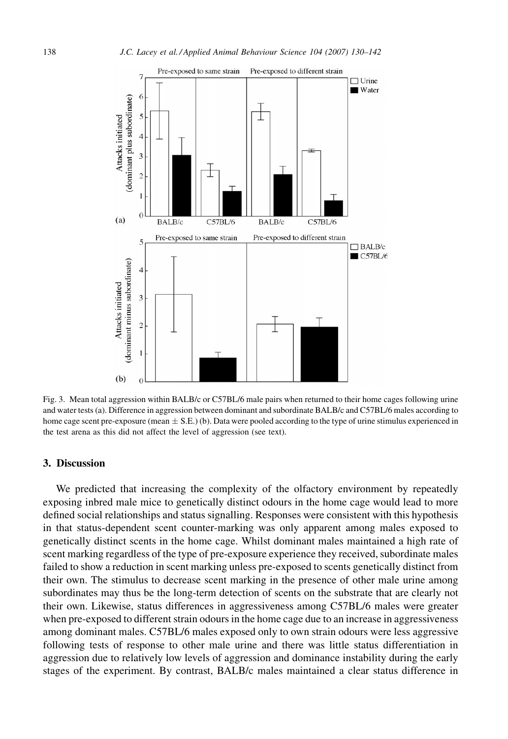Fig. 3. Mean total aggression within BALB/c or C57BL/6 male pairs when returned to their home cages following urine and water tests (a). Difference in aggression between dominant and subordinate BALB/c and C57BL/6 males according to home cage scent pre-exposure (mean ± S.E.) (b). Data were pooled according to the type of urine stimulus experienced in the test arena as this did not affect the level of aggression (see text).

## 3. Discussion

We predicted that increasing the complexity of the olfactory environment by repeatedly exposing inbred male mice to genetically distinct odours in the home cage would lead to more defined social relationships and status signalling. Responses were consistent with this hypothesis in that status-dependent scent counter-marking was only apparent among males exposed to genetically distinct scents in the home cage. Whilst dominant males maintained a high rate of scent marking regardless of the type of pre-exposure experience they received, subordinate males failed to show a reduction in scent marking unless pre-exposed to scents genetically distinct from their own. The stimulus to decrease scent marking in the presence of other male urine among subordinates may thus be the long-term detection of scents on the substrate that are clearly not their own. Likewise, status differences in aggressiveness among C57BL/6 males were greater when pre-exposed to different strain odours in the home cage due to an increase in aggressiveness among dominant males. C57BL/6 males exposed only to own strain odours were less aggressive following tests of response to other male urine and there was little status differentiation in aggression due to relatively low levels of aggression and dominance instability during the early stages of the experiment. By contrast, BALB/c males maintained a clear status difference in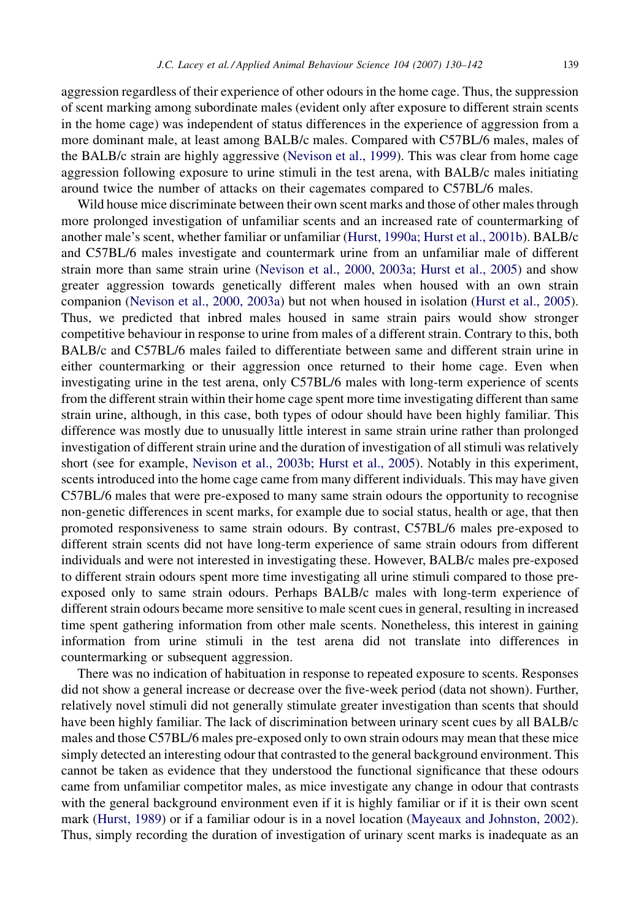aggression regardless of their experience of other odours in the home cage. Thus, the suppression of scent marking among subordinate males (evident only after exposure to different strain scents in the home cage) was independent of status differences in the experience of aggression from a more dominant male, at least among BALB/c males. Compared with C57BL/6 males, males of the BALB/c strain are highly aggressive (Nevison et al., 1999). This was clear from home cage aggression following exposure to urine stimuli in the test arena, with BALB/c males initiating around twice the number of attacks on their cagemates compared to C57BL/6 males.

Wild house mice discriminate between their own scent marks and those of other males through more prolonged investigation of unfamiliar scents and an increased rate of countermarking of another male's scent, whether familiar or unfamiliar (Hurst, 1990a; Hurst et al., 2001b). BALB/c and C57BL/6 males investigate and countermark urine from an unfamiliar male of different strain more than same strain urine (Nevison et al., 2000, 2003a; Hurst et al., 2005) and show greater aggression towards genetically different males when housed with an own strain companion (Nevison et al., 2000, 2003a) but not when housed in isolation (Hurst et al., 2005). Thus, we predicted that inbred males housed in same strain pairs would show stronger competitive behaviour in response to urine from males of a different strain. Contrary to this, both BALB/c and C57BL/6 males failed to differentiate between same and different strain urine in either countermarking or their aggression once returned to their home cage. Even when investigating urine in the test arena, only C57BL/6 males with long-term experience of scents from the different strain within their home cage spent more time investigating different than same strain urine, although, in this case, both types of odour should have been highly familiar. This difference was mostly due to unusually little interest in same strain urine rather than prolonged investigation of different strain urine and the duration of investigation of all stimuli was relatively short (see for example, Nevison et al., 2003b; Hurst et al., 2005). Notably in this experiment, scents introduced into the home cage came from many different individuals. This may have given C57BL/6 males that were pre-exposed to many same strain odours the opportunity to recognise non-genetic differences in scent marks, for example due to social status, health or age, that then promoted responsiveness to same strain odours. By contrast, C57BL/6 males pre-exposed to different strain scents did not have long-term experience of same strain odours from different individuals and were not interested in investigating these. However, BALB/c males pre-exposed to different strain odours spent more time investigating all urine stimuli compared to those pre-exposed only to same strain odours. Perhaps BALB/c males with long-term experience of different strain odours became more sensitive to male scent cues in general, resulting in increased time spent gathering information from other male scents. Nonetheless, this interest in gaining information from urine stimuli in the test arena did not translate into differences in countermarking or subsequent aggression.

There was no indication of habituation in response to repeated exposure to scents. Responses did not show a general increase or decrease over the five-week period (data not shown). Further, relatively novel stimuli did not generally stimulate greater investigation than scents that should have been highly familiar. The lack of discrimination between urinary scent cues by all BALB/c males and those C57BL/6 males pre-exposed only to own strain odours may mean that these mice simply detected an interesting odour that contrasted to the general background environment. This cannot be taken as evidence that they understood the functional significance that these odours came from unfamiliar competitor males, as mice investigate any change in odour that contrasts with the general background environment even if it is highly familiar or if it is their own scent mark (Hurst, 1989) or if a familiar odour is in a novel location (Mayeaux and Johnston, 2002). Thus, simply recording the duration of investigation of urinary scent marks is inadequate as an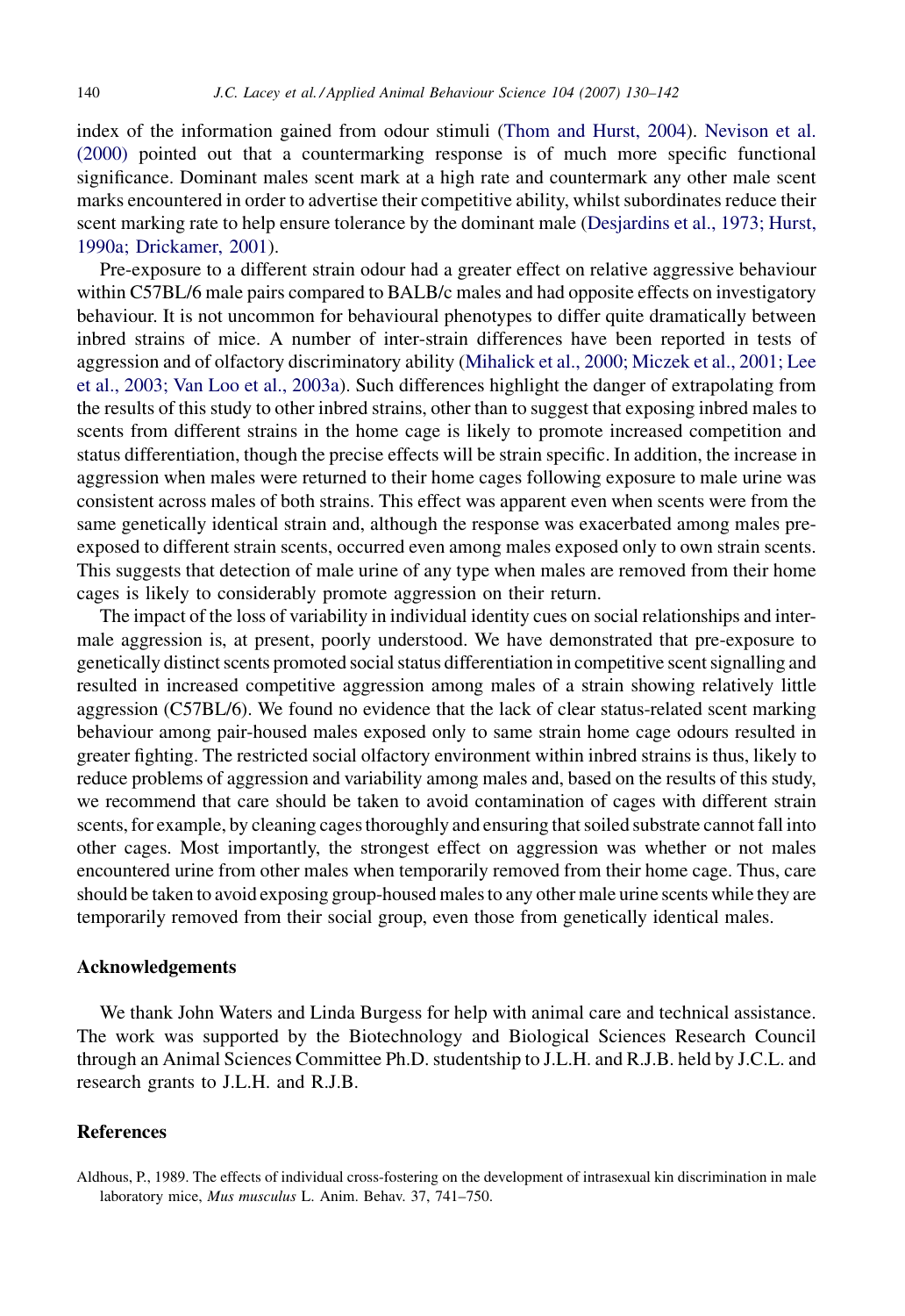index of the information gained from odour stimuli (Thom and Hurst, 2004). Nevison et al. (2000) pointed out that a countermarking response is of much more specific functional significance. Dominant males scent mark at a high rate and countermark any other male scent marks encountered in order to advertise their competitive ability, whilst subordinates reduce their scent marking rate to help ensure tolerance by the dominant male (Desjardins et al., 1973; Hurst, 1990a; Drickamer, 2001).

Pre-exposure to a different strain odour had a greater effect on relative aggressive behaviour within C57BL/6 male pairs compared to BALB/c males and had opposite effects on investigatory behaviour. It is not uncommon for behavioural phenotypes to differ quite dramatically between inbred strains of mice. A number of inter-strain differences have been reported in tests of aggression and of olfactory discriminatory ability (Mihalick et al., 2000; Miczek et al., 2001; Lee et al., 2003; Van Loo et al., 2003a). Such differences highlight the danger of extrapolating from the results of this study to other inbred strains, other than to suggest that exposing inbred males to scents from different strains in the home cage is likely to promote increased competition and status differentiation, though the precise effects will be strain specific. In addition, the increase in aggression when males were returned to their home cages following exposure to male urine was consistent across males of both strains. This effect was apparent even when scents were from the same genetically identical strain and, although the response was exacerbated among males pre-exposed to different strain scents, occurred even among males exposed only to own strain scents. This suggests that detection of male urine of any type when males are removed from their home cages is likely to considerably promote aggression on their return.

The impact of the loss of variability in individual identity cues on social relationships and inter-male aggression is, at present, poorly understood. We have demonstrated that pre-exposure to genetically distinct scents promoted social status differentiation in competitive scent signalling and resulted in increased competitive aggression among males of a strain showing relatively little aggression (C57BL/6). We found no evidence that the lack of clear status-related scent marking behaviour among pair-housed males exposed only to same strain home cage odours resulted in greater fighting. The restricted social olfactory environment within inbred strains is thus, likely to reduce problems of aggression and variability among males and, based on the results of this study, we recommend that care should be taken to avoid contamination of cages with different strain scents, for example, by cleaning cages thoroughly and ensuring that soiled substrate cannot fall into other cages. Most importantly, the strongest effect on aggression was whether or not males encountered urine from other males when temporarily removed from their home cage. Thus, care should be taken to avoid exposing group-housed males to any other male urine scents while they are temporarily removed from their social group, even those from genetically identical males.

## Acknowledgements

We thank John Waters and Linda Burgess for help with animal care and technical assistance. The work was supported by the Biotechnology and Biological Sciences Research Council through an Animal Sciences Committee Ph.D. studentship to J.L.H. and R.J.B. held by J.C.L. and research grants to J.L.H. and R.J.B.

## References

Aldhous, P., 1989. The effects of individual cross-fostering on the development of intrasexual kin discrimination in male laboratory mice, *Mus musculus* L. Anim. Behav. 37, 741–750.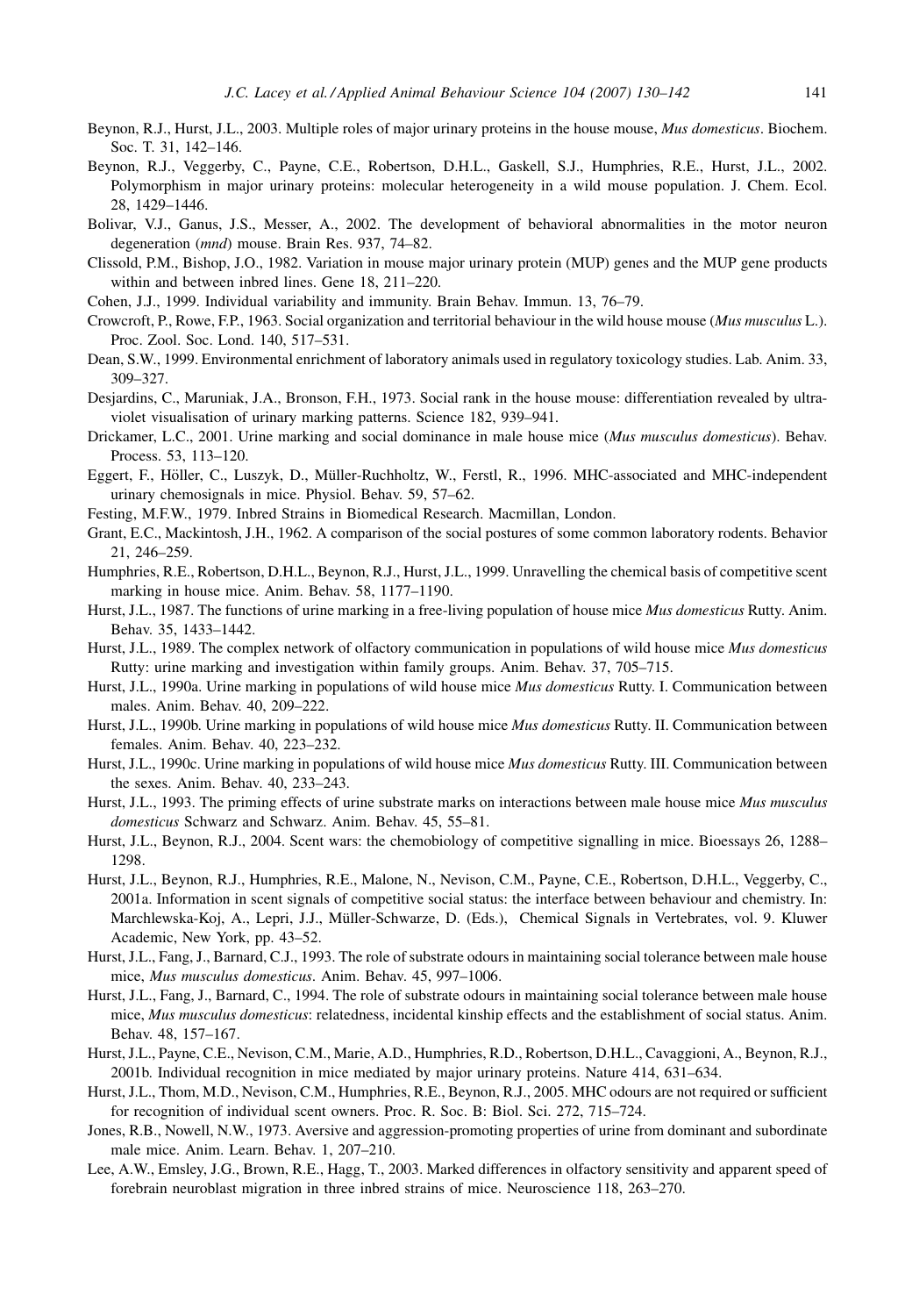Beynon, R.J., Hurst, J.L., 2003. Multiple roles of major urinary proteins in the house mouse, *Mus domesticus*. Biochem. Soc. T. 31, 142–146.

Beynon, R.J., Veggerby, C., Payne, C.E., Robertson, D.H.L., Gaskell, S.J., Humphries, R.E., Hurst, J.L., 2002. Polymorphism in major urinary proteins: molecular heterogeneity in a wild mouse population. J. Chem. Ecol. 28, 1429–1446.

Bolivar, V.J., Ganus, J.S., Messer, A., 2002. The development of behavioral abnormalities in the motor neuron degeneration (*mnd*) mouse. Brain Res. 937, 74–82.

Clissold, P.M., Bishop, J.O., 1982. Variation in mouse major urinary protein (MUP) genes and the MUP gene products within and between inbred lines. Gene 18, 211–220.

Cohen, J.J., 1999. Individual variability and immunity. Brain Behav. Immun. 13, 76–79.

Crowcroft, P., Rowe, F.P., 1963. Social organization and territorial behaviour in the wild house mouse (*Mus musculus* L.). Proc. Zool. Soc. Lond. 140, 517–531.

Dean, S.W., 1999. Environmental enrichment of laboratory animals used in regulatory toxicology studies. Lab. Anim. 33, 309–327.

Desjardins, C., Maruniak, J.A., Bronson, F.H., 1973. Social rank in the house mouse: differentiation revealed by ultra-violet visualisation of urinary marking patterns. Science 182, 939–941.

Drickamer, L.C., 2001. Urine marking and social dominance in male house mice (*Mus musculus domesticus*). Behav. Process. 53, 113–120.

Eggert, F., Höller, C., Luszyk, D., Müller-Ruchholtz, W., Ferstl, R., 1996. MHC-associated and MHC-independent urinary chemosignals in mice. Physiol. Behav. 59, 57–62.

Festing, M.F.W., 1979. Inbred Strains in Biomedical Research. Macmillan, London.

Grant, E.C., Mackintosh, J.H., 1962. A comparison of the social postures of some common laboratory rodents. Behavior 21, 246–259.

Humphries, R.E., Robertson, D.H.L., Beynon, R.J., Hurst, J.L., 1999. Unravelling the chemical basis of competitive scent marking in house mice. Anim. Behav. 58, 1177–1190.

Hurst, J.L., 1987. The functions of urine marking in a free-living population of house mice *Mus domesticus* Rutty. Anim. Behav. 35, 1433–1442.

Hurst, J.L., 1989. The complex network of olfactory communication in populations of wild house mice *Mus domesticus* Rutty: urine marking and investigation within family groups. Anim. Behav. 37, 705–715.

Hurst, J.L., 1990a. Urine marking in populations of wild house mice *Mus domesticus* Rutty. I. Communication between males. Anim. Behav. 40, 209–222.

Hurst, J.L., 1990b. Urine marking in populations of wild house mice *Mus domesticus* Rutty. II. Communication between females. Anim. Behav. 40, 223–232.

Hurst, J.L., 1990c. Urine marking in populations of wild house mice *Mus domesticus* Rutty. III. Communication between the sexes. Anim. Behav. 40, 233–243.

Hurst, J.L., 1993. The priming effects of urine substrate marks on interactions between male house mice *Mus musculus domesticus* Schwarz and Schwarz. Anim. Behav. 45, 55–81.

Hurst, J.L., Beynon, R.J., 2004. Scent wars: the chemobiology of competitive signalling in mice. Bioessays 26, 1288–1298.

Hurst, J.L., Beynon, R.J., Humphries, R.E., Malone, N., Nevison, C.M., Payne, C.E., Robertson, D.H.L., Veggerby, C., 2001a. Information in scent signals of competitive social status: the interface between behaviour and chemistry. In: Marchlewska-Koj, A., Lepri, J.J., Müller-Schwarze, D. (Eds.), Chemical Signals in Vertebrates, vol. 9. Kluwer Academic, New York, pp. 43–52.

Hurst, J.L., Fang, J., Barnard, C.J., 1993. The role of substrate odours in maintaining social tolerance between male house mice, *Mus musculus domesticus*. Anim. Behav. 45, 997–1006.

Hurst, J.L., Fang, J., Barnard, C., 1994. The role of substrate odours in maintaining social tolerance between male house mice, *Mus musculus domesticus*: relatedness, incidental kinship effects and the establishment of social status. Anim. Behav. 48, 157–167.

Hurst, J.L., Payne, C.E., Nevison, C.M., Marie, A.D., Humphries, R.D., Robertson, D.H.L., Cavaggioni, A., Beynon, R.J., 2001b. Individual recognition in mice mediated by major urinary proteins. Nature 414, 631–634.

Hurst, J.L., Thom, M.D., Nevison, C.M., Humphries, R.E., Beynon, R.J., 2005. MHC odours are not required or sufficient for recognition of individual scent owners. Proc. R. Soc. B: Biol. Sci. 272, 715–724.

Jones, R.B., Nowell, N.W., 1973. Aversive and aggression-promoting properties of urine from dominant and subordinate male mice. Anim. Learn. Behav. 1, 207–210.

Lee, A.W., Emsley, J.G., Brown, R.E., Hagg, T., 2003. Marked differences in olfactory sensitivity and apparent speed of forebrain neuroblast migration in three inbred strains of mice. Neuroscience 118, 263–270.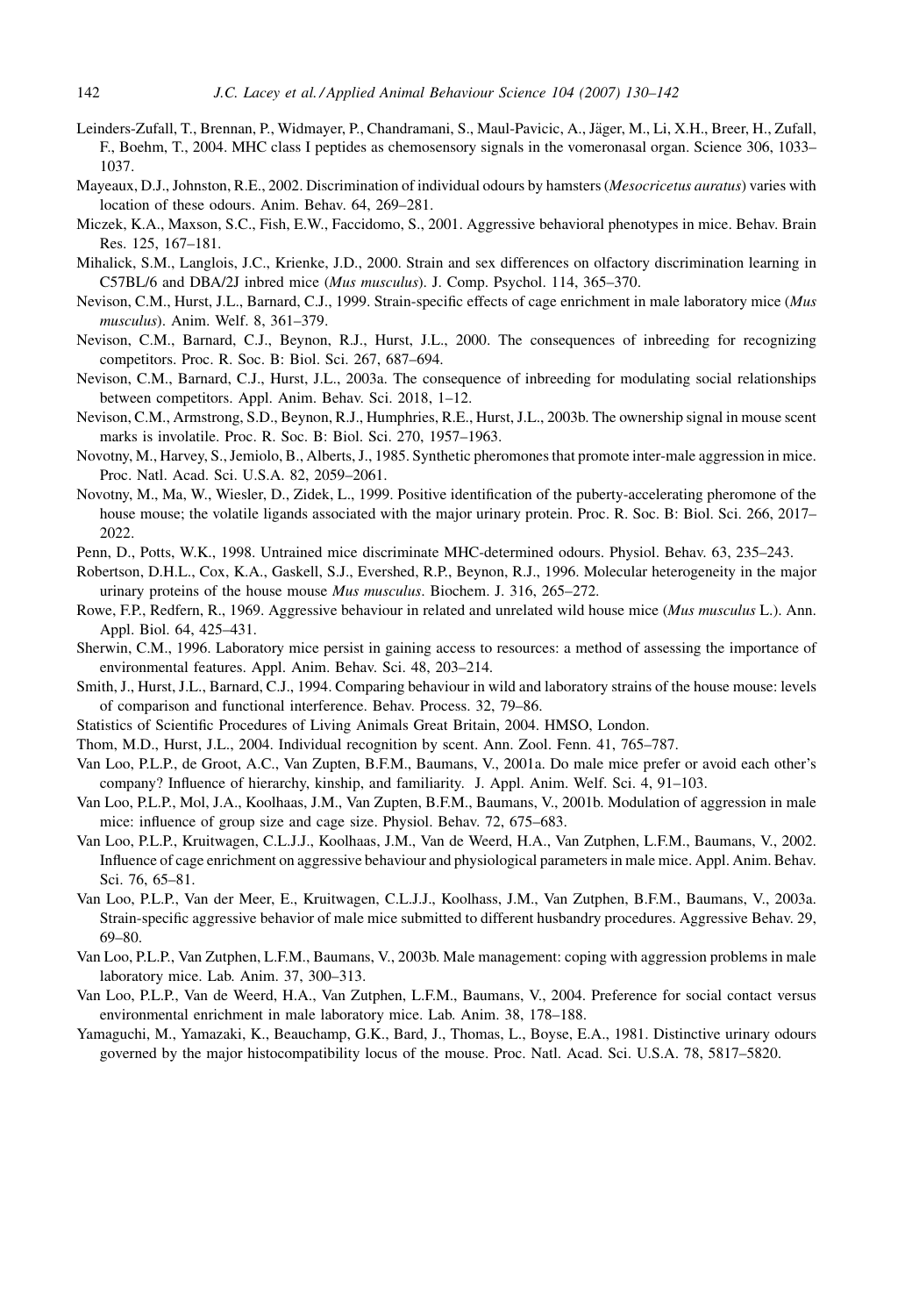Leinders-Zufall, T., Brennan, P., Widmayer, P., Chandramani, S., Maul-Pavicic, A., Jäger, M., Li, X.H., Breer, H., Zufall, F., Boehm, T., 2004. MHC class I peptides as chemosensory signals in the vomeronasal organ. Science 306, 1033–1037.

Mayeaux, D.J., Johnston, R.E., 2002. Discrimination of individual odours by hamsters (*Mesocricetus auratus*) varies with location of these odours. Anim. Behav. 64, 269–281.

Miczek, K.A., Maxson, S.C., Fish, E.W., Faccidomo, S., 2001. Aggressive behavioral phenotypes in mice. Behav. Brain Res. 125, 167–181.

Mihalick, S.M., Langlois, J.C., Krienke, J.D., 2000. Strain and sex differences on olfactory discrimination learning in C57BL/6 and DBA/2J inbred mice (*Mus musculus*). J. Comp. Psychol. 114, 365–370.

Nevison, C.M., Hurst, J.L., Barnard, C.J., 1999. Strain-specific effects of cage enrichment in male laboratory mice (*Mus musculus*). Anim. Welf. 8, 361–379.

Nevison, C.M., Barnard, C.J., Beynon, R.J., Hurst, J.L., 2000. The consequences of inbreeding for recognizing competitors. Proc. R. Soc. B: Biol. Sci. 267, 687–694.

Nevison, C.M., Barnard, C.J., Hurst, J.L., 2003a. The consequence of inbreeding for modulating social relationships between competitors. Appl. Anim. Behav. Sci. 2018, 1–12.

Nevison, C.M., Armstrong, S.D., Beynon, R.J., Humphries, R.E., Hurst, J.L., 2003b. The ownership signal in mouse scent marks is involatile. Proc. R. Soc. B: Biol. Sci. 270, 1957–1963.

Novotny, M., Harvey, S., Jemiolo, B., Alberts, J., 1985. Synthetic pheromones that promote inter-male aggression in mice. Proc. Natl. Acad. Sci. U.S.A. 82, 2059–2061.

Novotny, M., Ma, W., Wiesler, D., Zidek, L., 1999. Positive identification of the puberty-accelerating pheromone of the house mouse; the volatile ligands associated with the major urinary protein. Proc. R. Soc. B: Biol. Sci. 266, 2017–2022.

Penn, D., Potts, W.K., 1998. Untrained mice discriminate MHC-determined odours. Physiol. Behav. 63, 235–243.

Robertson, D.H.L., Cox, K.A., Gaskell, S.J., Evershed, R.P., Beynon, R.J., 1996. Molecular heterogeneity in the major urinary proteins of the house mouse *Mus musculus*. Biochem. J. 316, 265–272.

Rowe, F.P., Redfern, R., 1969. Aggressive behaviour in related and unrelated wild house mice (*Mus musculus* L.). Ann. Appl. Biol. 64, 425–431.

Sherwin, C.M., 1996. Laboratory mice persist in gaining access to resources: a method of assessing the importance of environmental features. Appl. Anim. Behav. Sci. 48, 203–214.

Smith, J., Hurst, J.L., Barnard, C.J., 1994. Comparing behaviour in wild and laboratory strains of the house mouse: levels of comparison and functional interference. Behav. Process. 32, 79–86.

Statistics of Scientific Procedures of Living Animals Great Britain, 2004. HMSO, London.

Thom, M.D., Hurst, J.L., 2004. Individual recognition by scent. Ann. Zool. Fenn. 41, 765–787.

Van Loo, P.L.P., de Groot, A.C., Van Zupten, B.F.M., Baumans, V., 2001a. Do male mice prefer or avoid each other's company? Influence of hierarchy, kinship, and familiarity. J. Appl. Anim. Welf. Sci. 4, 91–103.

Van Loo, P.L.P., Mol, J.A., Koolhaas, J.M., Van Zupten, B.F.M., Baumans, V., 2001b. Modulation of aggression in male mice: influence of group size and cage size. Physiol. Behav. 72, 675–683.

Van Loo, P.L.P., Kruitwagen, C.L.J.J., Koolhaas, J.M., Van de Weerd, H.A., Van Zutphen, L.F.M., Baumans, V., 2002. Influence of cage enrichment on aggressive behaviour and physiological parameters in male mice. Appl. Anim. Behav. Sci. 76, 65–81.

Van Loo, P.L.P., Van der Meer, E., Kruitwagen, C.L.J.J., Koolhass, J.M., Van Zutphen, B.F.M., Baumans, V., 2003a. Strain-specific aggressive behavior of male mice submitted to different husbandry procedures. Aggressive Behav. 29, 69–80.

Van Loo, P.L.P., Van Zutphen, L.F.M., Baumans, V., 2003b. Male management: coping with aggression problems in male laboratory mice. Lab. Anim. 37, 300–313.

Van Loo, P.L.P., Van de Weerd, H.A., Van Zutphen, L.F.M., Baumans, V., 2004. Preference for social contact versus environmental enrichment in male laboratory mice. Lab. Anim. 38, 178–188.

Yamaguchi, M., Yamazaki, K., Beauchamp, G.K., Bard, J., Thomas, L., Boyse, E.A., 1981. Distinctive urinary odours governed by the major histocompatibility locus of the mouse. Proc. Natl. Acad. Sci. U.S.A. 78, 5817–5820.